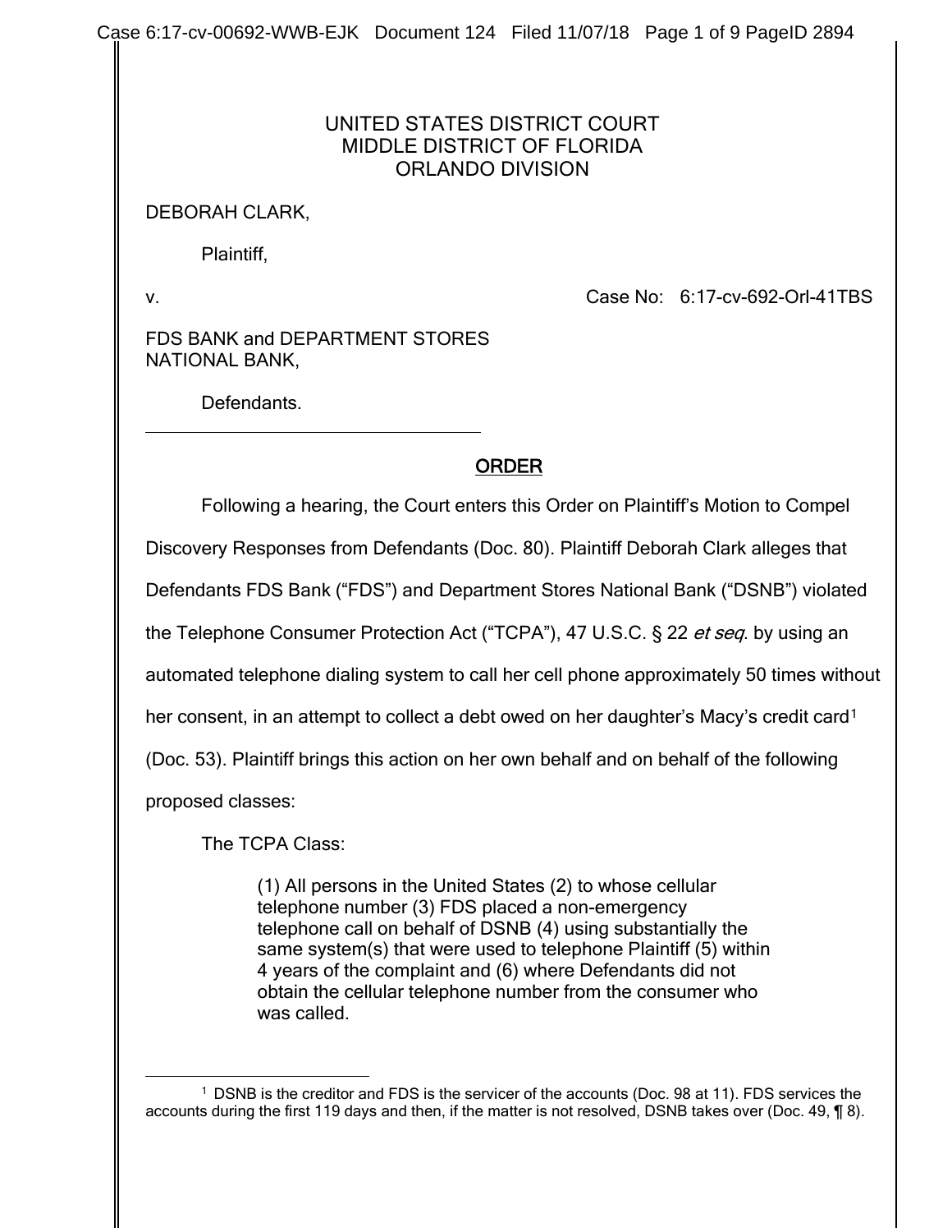UNITED STATES DISTRICT COURT
MIDDLE DISTRICT OF FLORIDA
ORLANDO DIVISION

DEBORAH CLARK,

Plaintiff,

v. Case No: 6:17-cv-692-Orl-41TBS

FDS BANK and DEPARTMENT STORES NATIONAL BANK,

Defendants.

---

## ORDER

Following a hearing, the Court enters this Order on Plaintiff's Motion to Compel Discovery Responses from Defendants (Doc. 80). Plaintiff Deborah Clark alleges that Defendants FDS Bank ("FDS") and Department Stores National Bank ("DSNB") violated the Telephone Consumer Protection Act ("TCPA"), 47 U.S.C. § 22 *et seq*. by using an automated telephone dialing system to call her cell phone approximately 50 times without her consent, in an attempt to collect a debt owed on her daughter's Macy's credit card[1] (Doc. 53). Plaintiff brings this action on her own behalf and on behalf of the following proposed classes:

The TCPA Class:

> (1) All persons in the United States (2) to whose cellular telephone number (3) FDS placed a non-emergency telephone call on behalf of DSNB (4) using substantially the same system(s) that were used to telephone Plaintiff (5) within 4 years of the complaint and (6) where Defendants did not obtain the cellular telephone number from the consumer who was called.

---

[1] DSNB is the creditor and FDS is the servicer of the accounts (Doc. 98 at 11). FDS services the accounts during the first 119 days and then, if the matter is not resolved, DSNB takes over (Doc. 49, ¶ 8).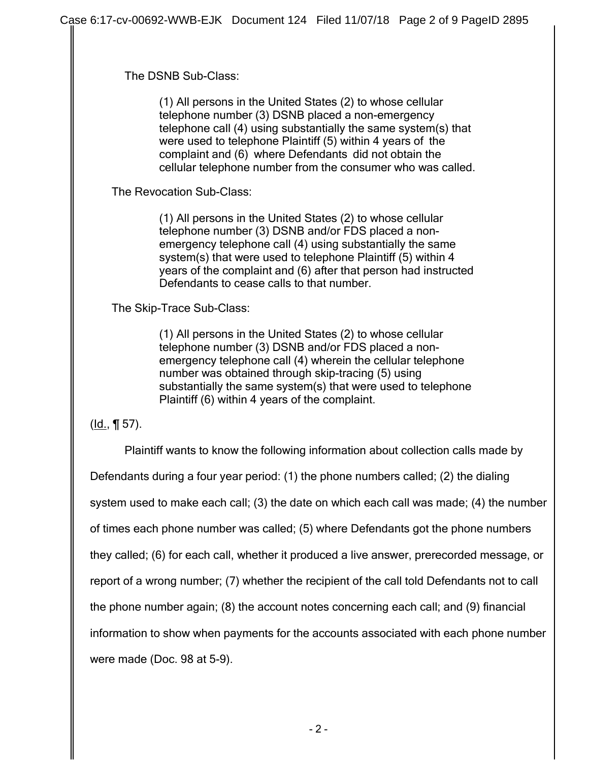The DSNB Sub-Class:

> (1) All persons in the United States (2) to whose cellular telephone number (3) DSNB placed a non-emergency telephone call (4) using substantially the same system(s) that were used to telephone Plaintiff (5) within 4 years of the complaint and (6) where Defendants did not obtain the cellular telephone number from the consumer who was called.

The Revocation Sub-Class:

> (1) All persons in the United States (2) to whose cellular telephone number (3) DSNB and/or FDS placed a non-emergency telephone call (4) using substantially the same system(s) that were used to telephone Plaintiff (5) within 4 years of the complaint and (6) after that person had instructed Defendants to cease calls to that number.

The Skip-Trace Sub-Class:

> (1) All persons in the United States (2) to whose cellular telephone number (3) DSNB and/or FDS placed a non-emergency telephone call (4) wherein the cellular telephone number was obtained through skip-tracing (5) using substantially the same system(s) that were used to telephone Plaintiff (6) within 4 years of the complaint.

(Id., ¶ 57).

Plaintiff wants to know the following information about collection calls made by Defendants during a four year period: (1) the phone numbers called; (2) the dialing system used to make each call; (3) the date on which each call was made; (4) the number of times each phone number was called; (5) where Defendants got the phone numbers they called; (6) for each call, whether it produced a live answer, prerecorded message, or report of a wrong number; (7) whether the recipient of the call told Defendants not to call the phone number again; (8) the account notes concerning each call; and (9) financial information to show when payments for the accounts associated with each phone number were made (Doc. 98 at 5-9).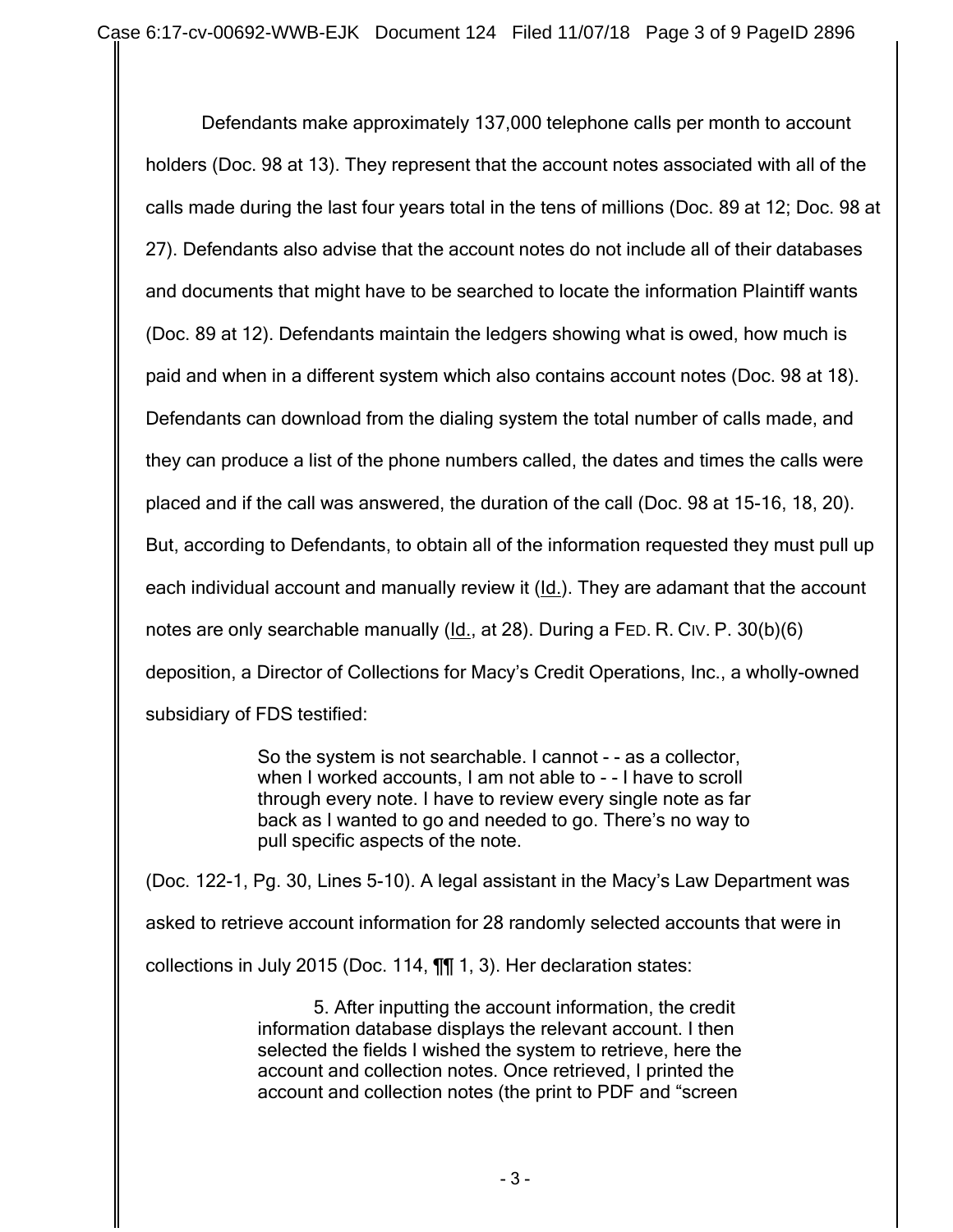Defendants make approximately 137,000 telephone calls per month to account holders (Doc. 98 at 13). They represent that the account notes associated with all of the calls made during the last four years total in the tens of millions (Doc. 89 at 12; Doc. 98 at 27). Defendants also advise that the account notes do not include all of their databases and documents that might have to be searched to locate the information Plaintiff wants (Doc. 89 at 12). Defendants maintain the ledgers showing what is owed, how much is paid and when in a different system which also contains account notes (Doc. 98 at 18). Defendants can download from the dialing system the total number of calls made, and they can produce a list of the phone numbers called, the dates and times the calls were placed and if the call was answered, the duration of the call (Doc. 98 at 15-16, 18, 20). But, according to Defendants, to obtain all of the information requested they must pull up each individual account and manually review it (Id.). They are adamant that the account notes are only searchable manually (Id., at 28). During a FED. R. CIV. P. 30(b)(6) deposition, a Director of Collections for Macy's Credit Operations, Inc., a wholly-owned subsidiary of FDS testified:

> So the system is not searchable. I cannot - - as a collector, when I worked accounts, I am not able to - - I have to scroll through every note. I have to review every single note as far back as I wanted to go and needed to go. There's no way to pull specific aspects of the note.

(Doc. 122-1, Pg. 30, Lines 5-10). A legal assistant in the Macy's Law Department was asked to retrieve account information for 28 randomly selected accounts that were in collections in July 2015 (Doc. 114, ¶¶ 1, 3). Her declaration states:

> 5. After inputting the account information, the credit information database displays the relevant account. I then selected the fields I wished the system to retrieve, here the account and collection notes. Once retrieved, I printed the account and collection notes (the print to PDF and "screen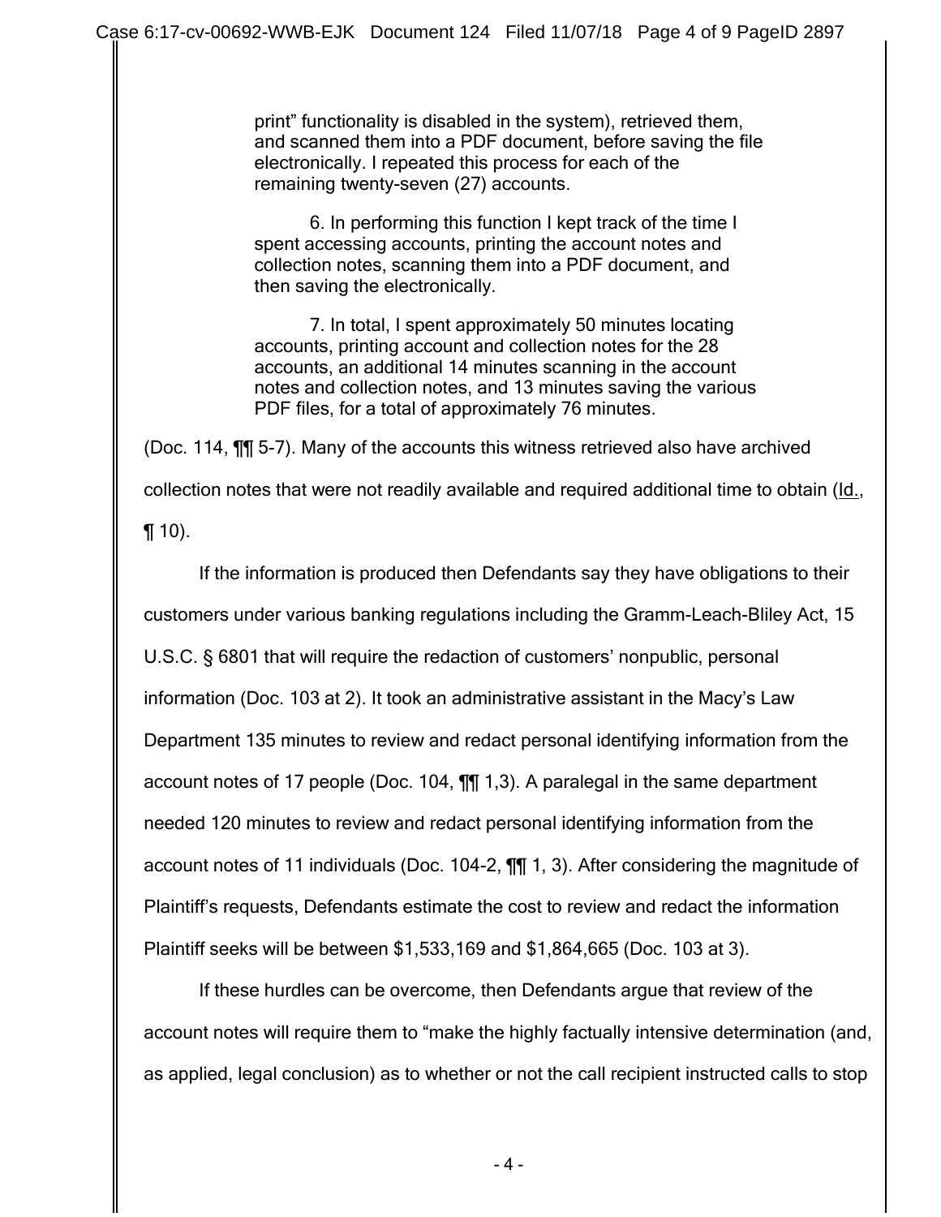> print" functionality is disabled in the system), retrieved them, and scanned them into a PDF document, before saving the file electronically. I repeated this process for each of the remaining twenty-seven (27) accounts.
>
> 6. In performing this function I kept track of the time I spent accessing accounts, printing the account notes and collection notes, scanning them into a PDF document, and then saving the electronically.
>
> 7. In total, I spent approximately 50 minutes locating accounts, printing account and collection notes for the 28 accounts, an additional 14 minutes scanning in the account notes and collection notes, and 13 minutes saving the various PDF files, for a total of approximately 76 minutes.

(Doc. 114, ¶¶ 5-7). Many of the accounts this witness retrieved also have archived collection notes that were not readily available and required additional time to obtain (Id., ¶ 10).

If the information is produced then Defendants say they have obligations to their customers under various banking regulations including the Gramm-Leach-Bliley Act, 15 U.S.C. § 6801 that will require the redaction of customers' nonpublic, personal information (Doc. 103 at 2). It took an administrative assistant in the Macy's Law Department 135 minutes to review and redact personal identifying information from the account notes of 17 people (Doc. 104, ¶¶ 1,3). A paralegal in the same department needed 120 minutes to review and redact personal identifying information from the account notes of 11 individuals (Doc. 104-2, ¶¶ 1, 3). After considering the magnitude of Plaintiff's requests, Defendants estimate the cost to review and redact the information Plaintiff seeks will be between $1,533,169 and $1,864,665 (Doc. 103 at 3).

If these hurdles can be overcome, then Defendants argue that review of the account notes will require them to "make the highly factually intensive determination (and, as applied, legal conclusion) as to whether or not the call recipient instructed calls to stop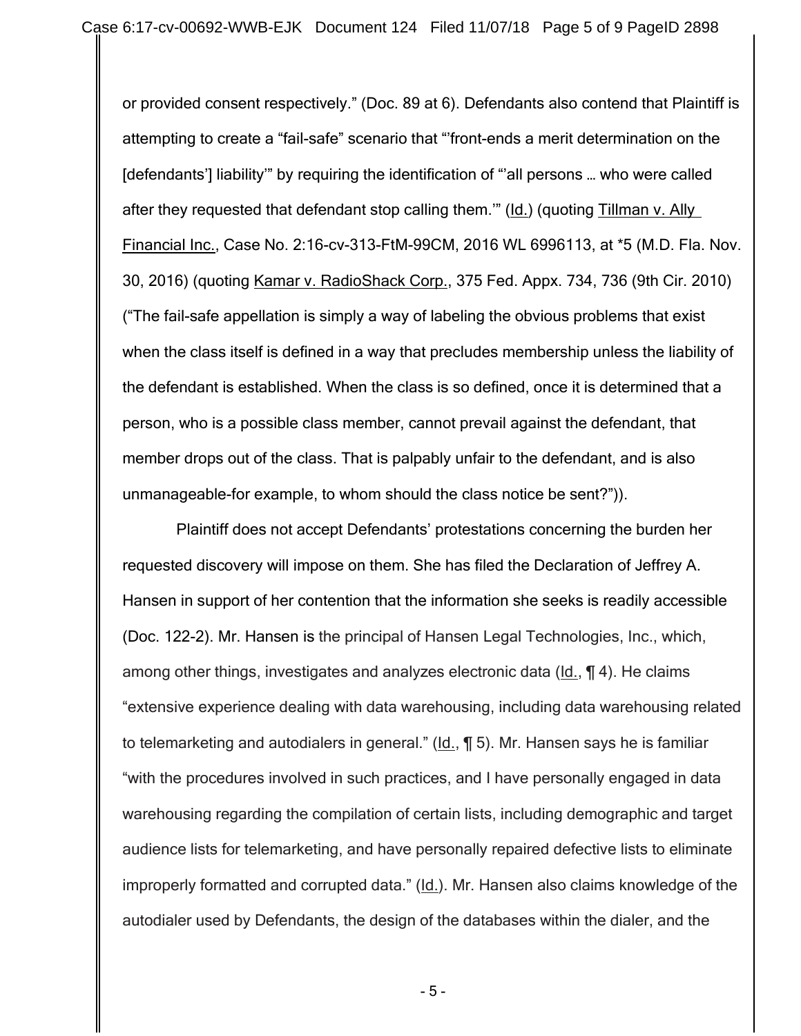or provided consent respectively." (Doc. 89 at 6). Defendants also contend that Plaintiff is attempting to create a "fail-safe" scenario that "'front-ends a merit determination on the [defendants'] liability'" by requiring the identification of "'all persons … who were called after they requested that defendant stop calling them.'" (Id.) (quoting Tillman v. Ally Financial Inc., Case No. 2:16-cv-313-FtM-99CM, 2016 WL 6996113, at *5 (M.D. Fla. Nov. 30, 2016) (quoting Kamar v. RadioShack Corp., 375 Fed. Appx. 734, 736 (9th Cir. 2010) ("The fail-safe appellation is simply a way of labeling the obvious problems that exist when the class itself is defined in a way that precludes membership unless the liability of the defendant is established. When the class is so defined, once it is determined that a person, who is a possible class member, cannot prevail against the defendant, that member drops out of the class. That is palpably unfair to the defendant, and is also unmanageable-for example, to whom should the class notice be sent?")).

Plaintiff does not accept Defendants' protestations concerning the burden her requested discovery will impose on them. She has filed the Declaration of Jeffrey A. Hansen in support of her contention that the information she seeks is readily accessible (Doc. 122-2). Mr. Hansen is the principal of Hansen Legal Technologies, Inc., which, among other things, investigates and analyzes electronic data (Id., ¶ 4). He claims "extensive experience dealing with data warehousing, including data warehousing related to telemarketing and autodialers in general." (Id., ¶ 5). Mr. Hansen says he is familiar "with the procedures involved in such practices, and I have personally engaged in data warehousing regarding the compilation of certain lists, including demographic and target audience lists for telemarketing, and have personally repaired defective lists to eliminate improperly formatted and corrupted data." (Id.). Mr. Hansen also claims knowledge of the autodialer used by Defendants, the design of the databases within the dialer, and the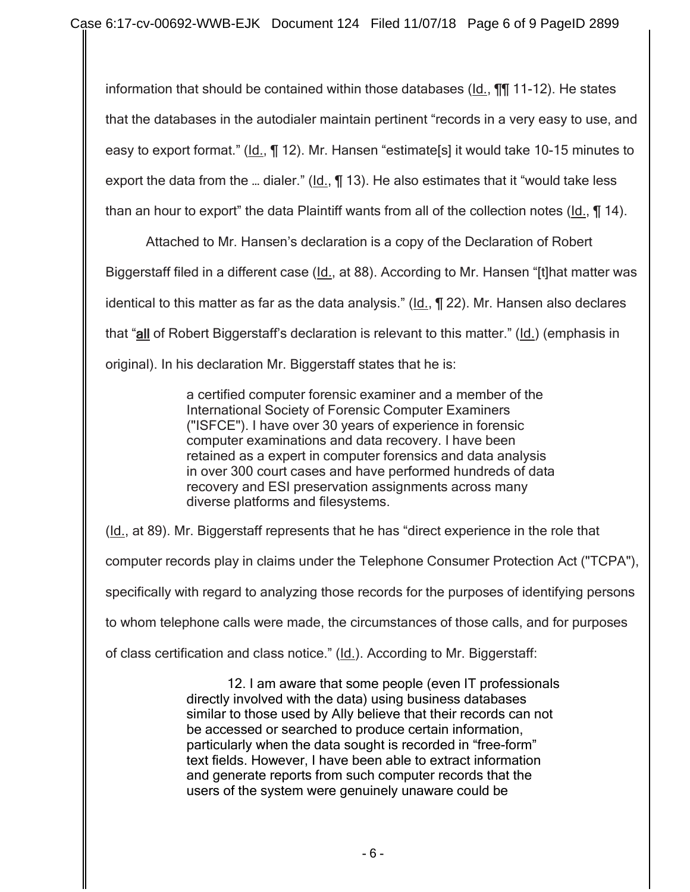information that should be contained within those databases (Id., ¶¶ 11-12). He states that the databases in the autodialer maintain pertinent "records in a very easy to use, and easy to export format." (Id., ¶ 12). Mr. Hansen "estimate[s] it would take 10-15 minutes to export the data from the … dialer." (Id., ¶ 13). He also estimates that it "would take less than an hour to export" the data Plaintiff wants from all of the collection notes (Id., ¶ 14).

Attached to Mr. Hansen's declaration is a copy of the Declaration of Robert Biggerstaff filed in a different case (Id., at 88). According to Mr. Hansen "[t]hat matter was identical to this matter as far as the data analysis." (Id., ¶ 22). Mr. Hansen also declares that "**all** of Robert Biggerstaff's declaration is relevant to this matter." (Id.) (emphasis in original). In his declaration Mr. Biggerstaff states that he is:

> a certified computer forensic examiner and a member of the International Society of Forensic Computer Examiners ("ISFCE"). I have over 30 years of experience in forensic computer examinations and data recovery. I have been retained as a expert in computer forensics and data analysis in over 300 court cases and have performed hundreds of data recovery and ESI preservation assignments across many diverse platforms and filesystems.

(Id., at 89). Mr. Biggerstaff represents that he has "direct experience in the role that computer records play in claims under the Telephone Consumer Protection Act ("TCPA"), specifically with regard to analyzing those records for the purposes of identifying persons to whom telephone calls were made, the circumstances of those calls, and for purposes of class certification and class notice." (Id.). According to Mr. Biggerstaff:

> 12. I am aware that some people (even IT professionals directly involved with the data) using business databases similar to those used by Ally believe that their records can not be accessed or searched to produce certain information, particularly when the data sought is recorded in "free-form" text fields. However, I have been able to extract information and generate reports from such computer records that the users of the system were genuinely unaware could be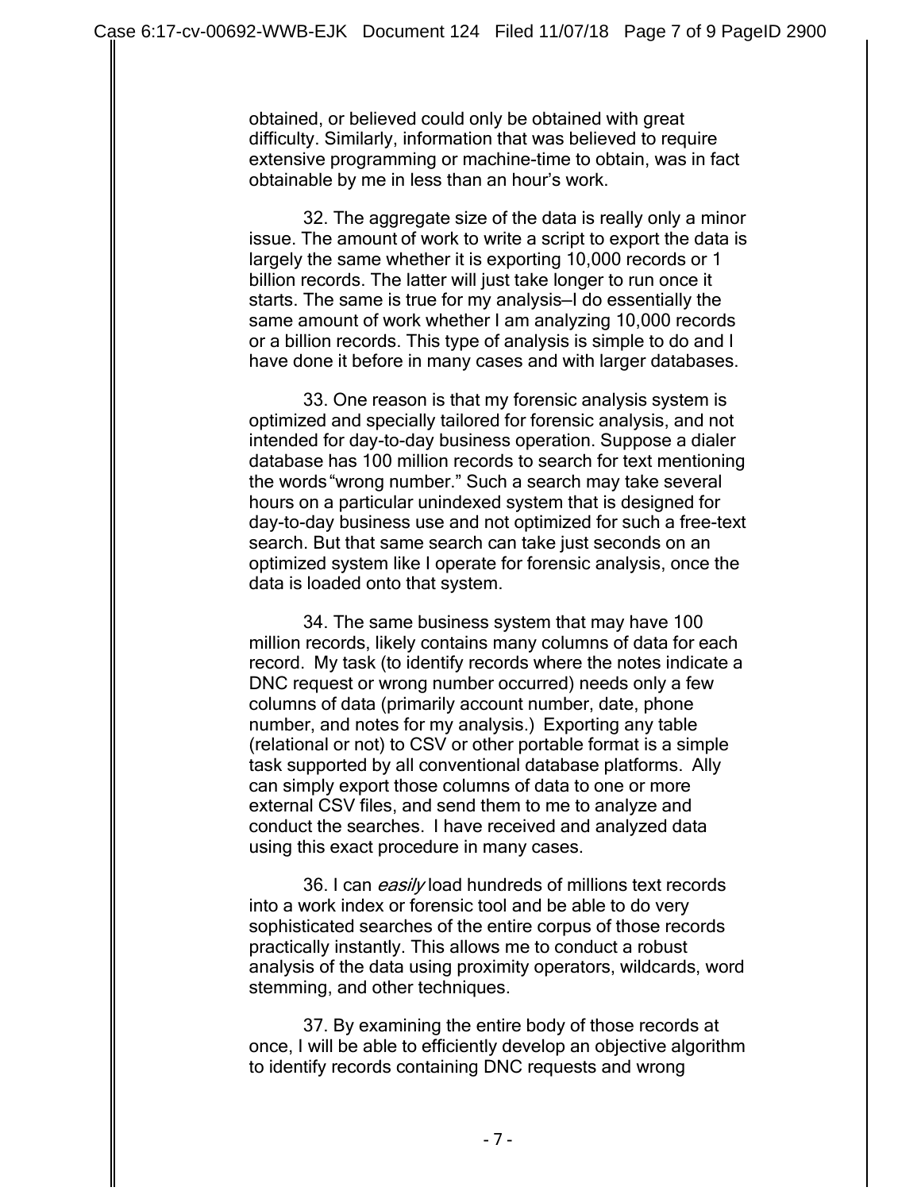obtained, or believed could only be obtained with great difficulty. Similarly, information that was believed to require extensive programming or machine-time to obtain, was in fact obtainable by me in less than an hour's work.

32. The aggregate size of the data is really only a minor issue. The amount of work to write a script to export the data is largely the same whether it is exporting 10,000 records or 1 billion records. The latter will just take longer to run once it starts. The same is true for my analysis—I do essentially the same amount of work whether I am analyzing 10,000 records or a billion records. This type of analysis is simple to do and I have done it before in many cases and with larger databases.

33. One reason is that my forensic analysis system is optimized and specially tailored for forensic analysis, and not intended for day-to-day business operation. Suppose a dialer database has 100 million records to search for text mentioning the words "wrong number." Such a search may take several hours on a particular unindexed system that is designed for day-to-day business use and not optimized for such a free-text search. But that same search can take just seconds on an optimized system like I operate for forensic analysis, once the data is loaded onto that system.

34. The same business system that may have 100 million records, likely contains many columns of data for each record. My task (to identify records where the notes indicate a DNC request or wrong number occurred) needs only a few columns of data (primarily account number, date, phone number, and notes for my analysis.) Exporting any table (relational or not) to CSV or other portable format is a simple task supported by all conventional database platforms. Ally can simply export those columns of data to one or more external CSV files, and send them to me to analyze and conduct the searches. I have received and analyzed data using this exact procedure in many cases.

36. I can *easily* load hundreds of millions text records into a work index or forensic tool and be able to do very sophisticated searches of the entire corpus of those records practically instantly. This allows me to conduct a robust analysis of the data using proximity operators, wildcards, word stemming, and other techniques.

37. By examining the entire body of those records at once, I will be able to efficiently develop an objective algorithm to identify records containing DNC requests and wrong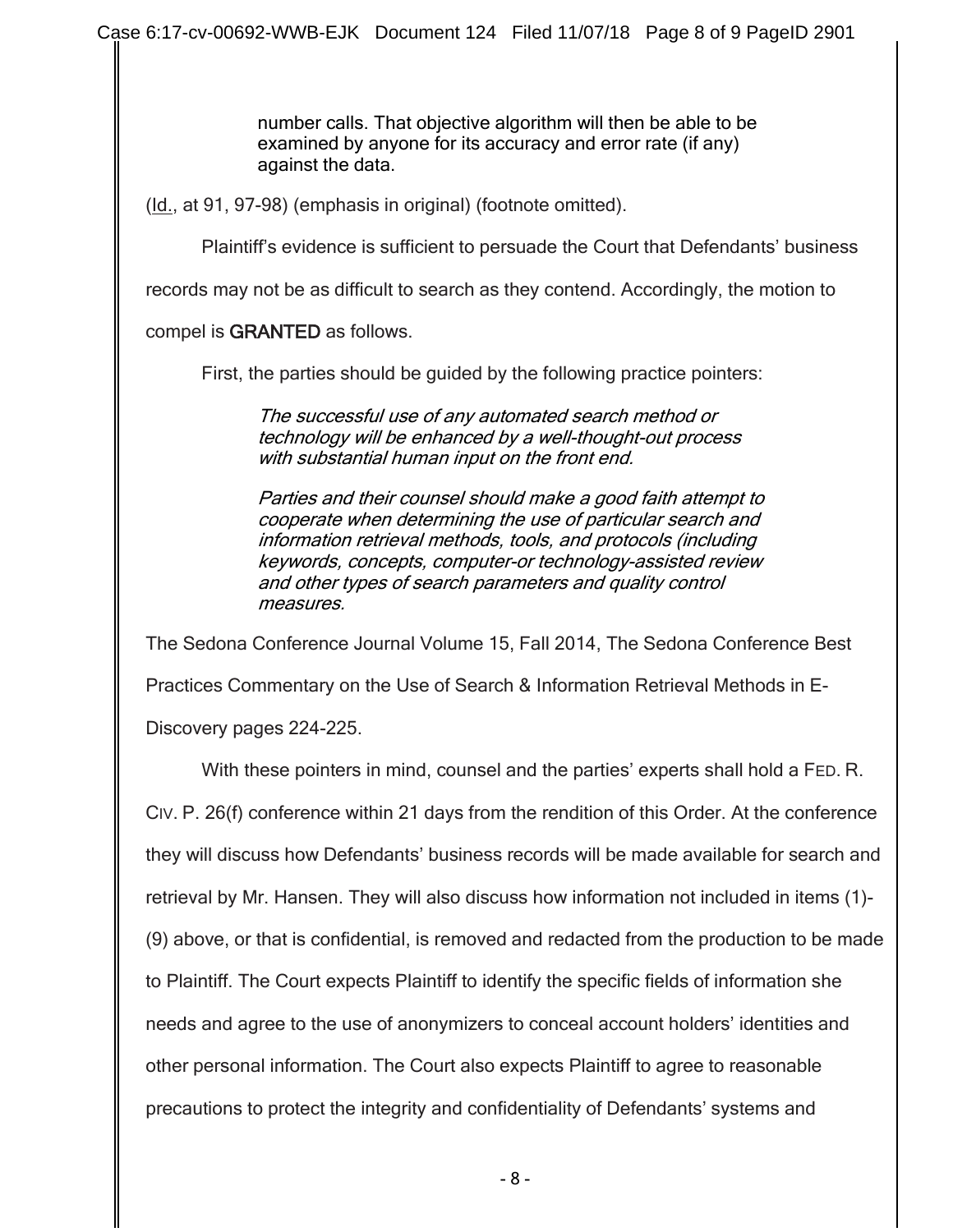> number calls. That objective algorithm will then be able to be examined by anyone for its accuracy and error rate (if any) against the data.

(Id., at 91, 97-98) (emphasis in original) (footnote omitted).

Plaintiff's evidence is sufficient to persuade the Court that Defendants' business records may not be as difficult to search as they contend. Accordingly, the motion to compel is **GRANTED** as follows.

First, the parties should be guided by the following practice pointers:

> *The successful use of any automated search method or technology will be enhanced by a well-thought-out process with substantial human input on the front end.*
>
> *Parties and their counsel should make a good faith attempt to cooperate when determining the use of particular search and information retrieval methods, tools, and protocols (including keywords, concepts, computer-or technology-assisted review and other types of search parameters and quality control measures.*

The Sedona Conference Journal Volume 15, Fall 2014, The Sedona Conference Best Practices Commentary on the Use of Search & Information Retrieval Methods in E-Discovery pages 224-225.

With these pointers in mind, counsel and the parties' experts shall hold a FED. R. CIV. P. 26(f) conference within 21 days from the rendition of this Order. At the conference they will discuss how Defendants' business records will be made available for search and retrieval by Mr. Hansen. They will also discuss how information not included in items (1)-(9) above, or that is confidential, is removed and redacted from the production to be made to Plaintiff. The Court expects Plaintiff to identify the specific fields of information she needs and agree to the use of anonymizers to conceal account holders' identities and other personal information. The Court also expects Plaintiff to agree to reasonable precautions to protect the integrity and confidentiality of Defendants' systems and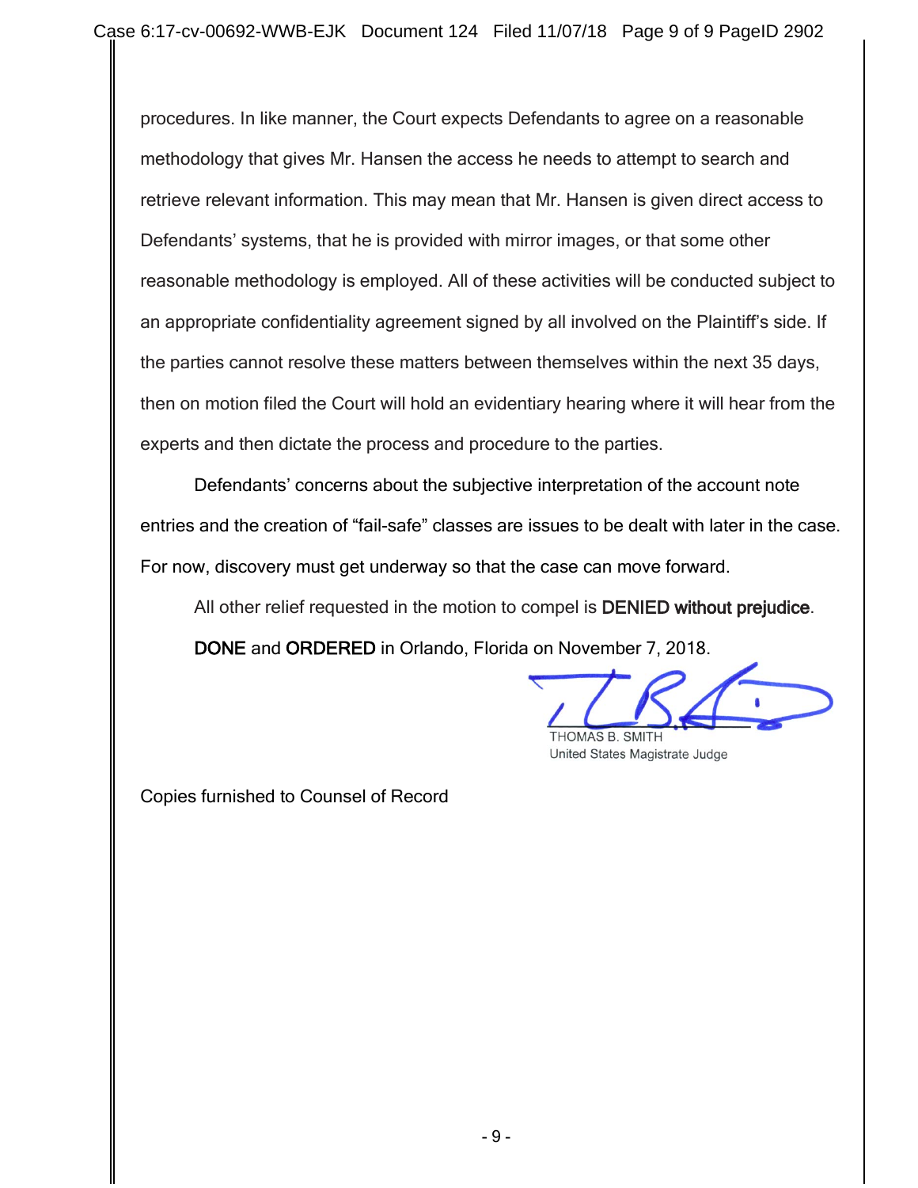procedures. In like manner, the Court expects Defendants to agree on a reasonable methodology that gives Mr. Hansen the access he needs to attempt to search and retrieve relevant information. This may mean that Mr. Hansen is given direct access to Defendants' systems, that he is provided with mirror images, or that some other reasonable methodology is employed. All of these activities will be conducted subject to an appropriate confidentiality agreement signed by all involved on the Plaintiff's side. If the parties cannot resolve these matters between themselves within the next 35 days, then on motion filed the Court will hold an evidentiary hearing where it will hear from the experts and then dictate the process and procedure to the parties.

Defendants' concerns about the subjective interpretation of the account note entries and the creation of "fail-safe" classes are issues to be dealt with later in the case. For now, discovery must get underway so that the case can move forward.

All other relief requested in the motion to compel is **DENIED without prejudice**.

**DONE** and **ORDERED** in Orlando, Florida on November 7, 2018.

THOMAS B. SMITH
United States Magistrate Judge

Copies furnished to Counsel of Record